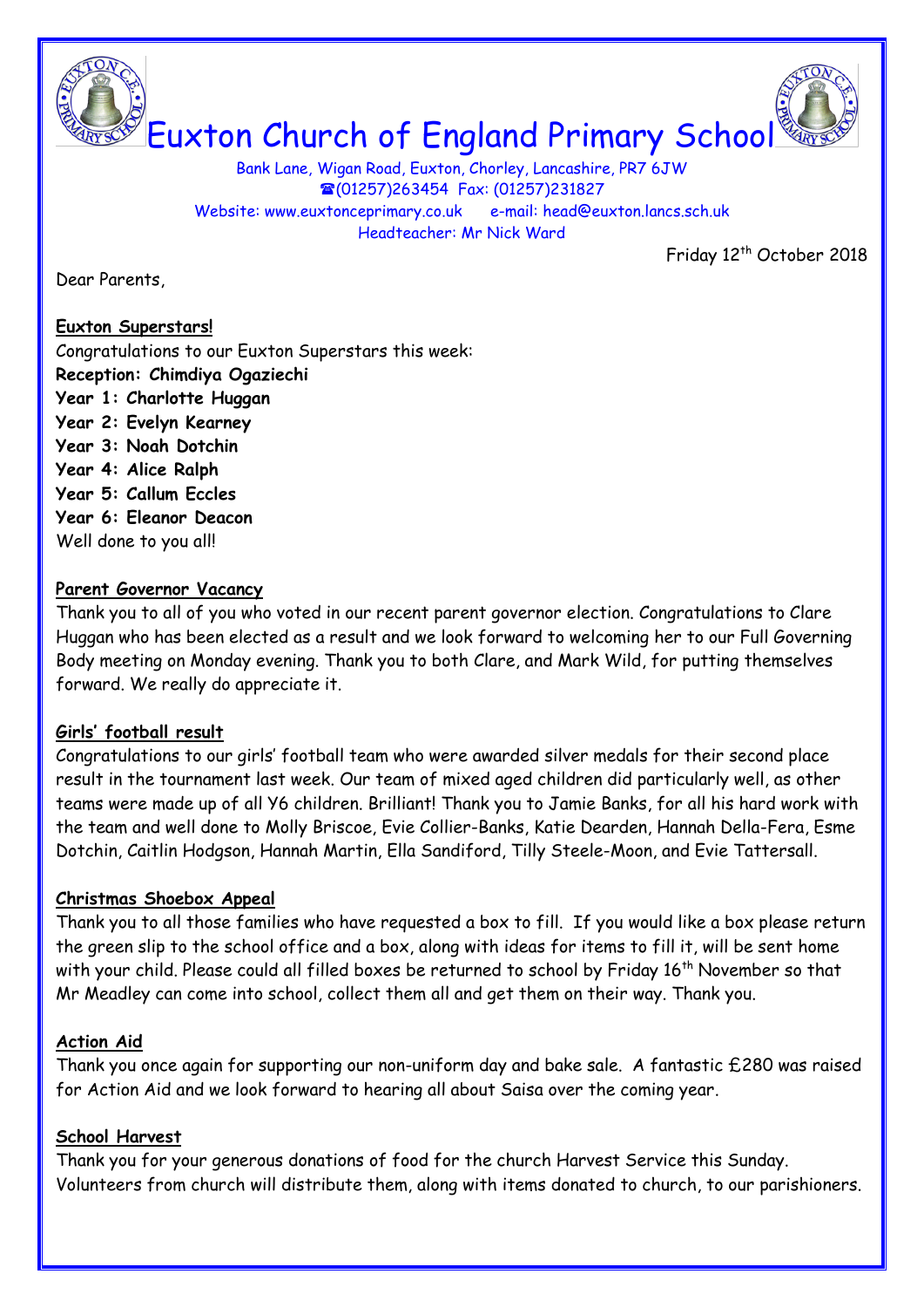# Euxton Church of England Primary School

Bank Lane, Wigan Road, Euxton, Chorley, Lancashire, PR7 6JW
☎(01257)263454 Fax: (01257)231827
Website: www.euxtonceprimary.co.uk e-mail: head@euxton.lancs.sch.uk
Headteacher: Mr Nick Ward

Friday 12th October 2018

Dear Parents,

**Euxton Superstars!**

Congratulations to our Euxton Superstars this week:

**Reception: Chimdiya Ogaziechi**
**Year 1: Charlotte Huggan**
**Year 2: Evelyn Kearney**
**Year 3: Noah Dotchin**
**Year 4: Alice Ralph**
**Year 5: Callum Eccles**
**Year 6: Eleanor Deacon**

Well done to you all!

**Parent Governor Vacancy**

Thank you to all of you who voted in our recent parent governor election. Congratulations to Clare Huggan who has been elected as a result and we look forward to welcoming her to our Full Governing Body meeting on Monday evening. Thank you to both Clare, and Mark Wild, for putting themselves forward. We really do appreciate it.

**Girls' football result**

Congratulations to our girls' football team who were awarded silver medals for their second place result in the tournament last week. Our team of mixed aged children did particularly well, as other teams were made up of all Y6 children. Brilliant! Thank you to Jamie Banks, for all his hard work with the team and well done to Molly Briscoe, Evie Collier-Banks, Katie Dearden, Hannah Della-Fera, Esme Dotchin, Caitlin Hodgson, Hannah Martin, Ella Sandiford, Tilly Steele-Moon, and Evie Tattersall.

**Christmas Shoebox Appeal**

Thank you to all those families who have requested a box to fill. If you would like a box please return the green slip to the school office and a box, along with ideas for items to fill it, will be sent home with your child. Please could all filled boxes be returned to school by Friday 16th November so that Mr Meadley can come into school, collect them all and get them on their way. Thank you.

**Action Aid**

Thank you once again for supporting our non-uniform day and bake sale. A fantastic £280 was raised for Action Aid and we look forward to hearing all about Saisa over the coming year.

**School Harvest**

Thank you for your generous donations of food for the church Harvest Service this Sunday. Volunteers from church will distribute them, along with items donated to church, to our parishioners.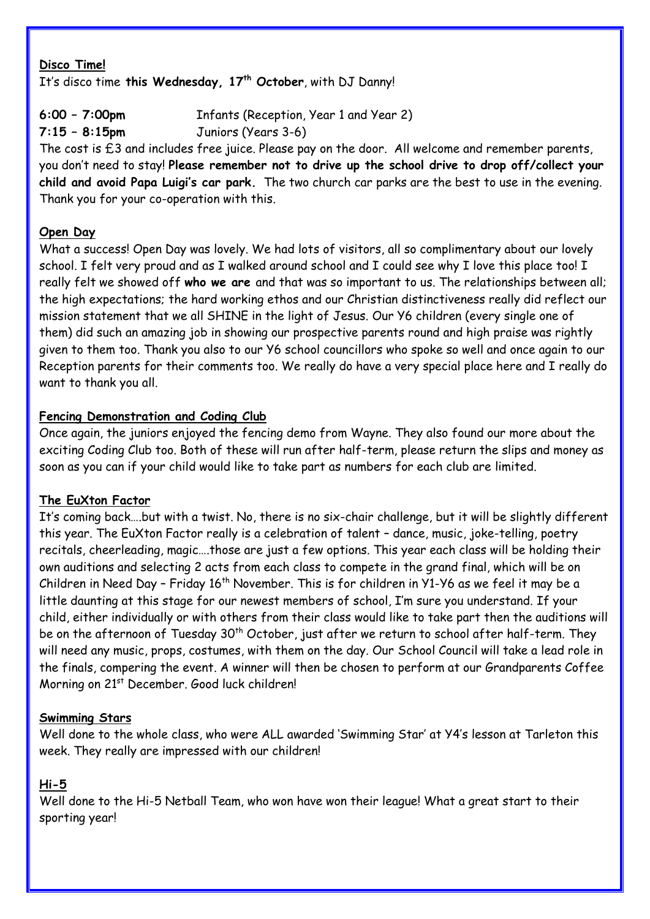**Disco Time!**

It's disco time **this Wednesday, 17th October**, with DJ Danny!

**6:00 – 7:00pm** Infants (Reception, Year 1 and Year 2)
**7:15 – 8:15pm** Juniors (Years 3-6)

The cost is £3 and includes free juice. Please pay on the door. All welcome and remember parents, you don't need to stay! **Please remember not to drive up the school drive to drop off/collect your child and avoid Papa Luigi's car park.** The two church car parks are the best to use in the evening. Thank you for your co-operation with this.

**Open Day**

What a success! Open Day was lovely. We had lots of visitors, all so complimentary about our lovely school. I felt very proud and as I walked around school and I could see why I love this place too! I really felt we showed off **who we are** and that was so important to us. The relationships between all; the high expectations; the hard working ethos and our Christian distinctiveness really did reflect our mission statement that we all SHINE in the light of Jesus. Our Y6 children (every single one of them) did such an amazing job in showing our prospective parents round and high praise was rightly given to them too. Thank you also to our Y6 school councillors who spoke so well and once again to our Reception parents for their comments too. We really do have a very special place here and I really do want to thank you all.

**Fencing Demonstration and Coding Club**

Once again, the juniors enjoyed the fencing demo from Wayne. They also found our more about the exciting Coding Club too. Both of these will run after half-term, please return the slips and money as soon as you can if your child would like to take part as numbers for each club are limited.

**The EuXton Factor**

It's coming back….but with a twist. No, there is no six-chair challenge, but it will be slightly different this year. The EuXton Factor really is a celebration of talent – dance, music, joke-telling, poetry recitals, cheerleading, magic….those are just a few options. This year each class will be holding their own auditions and selecting 2 acts from each class to compete in the grand final, which will be on Children in Need Day – Friday 16th November. This is for children in Y1-Y6 as we feel it may be a little daunting at this stage for our newest members of school, I'm sure you understand. If your child, either individually or with others from their class would like to take part then the auditions will be on the afternoon of Tuesday 30th October, just after we return to school after half-term. They will need any music, props, costumes, with them on the day. Our School Council will take a lead role in the finals, compering the event. A winner will then be chosen to perform at our Grandparents Coffee Morning on 21st December. Good luck children!

**Swimming Stars**

Well done to the whole class, who were ALL awarded 'Swimming Star' at Y4's lesson at Tarleton this week. They really are impressed with our children!

**Hi-5**

Well done to the Hi-5 Netball Team, who won have won their league! What a great start to their sporting year!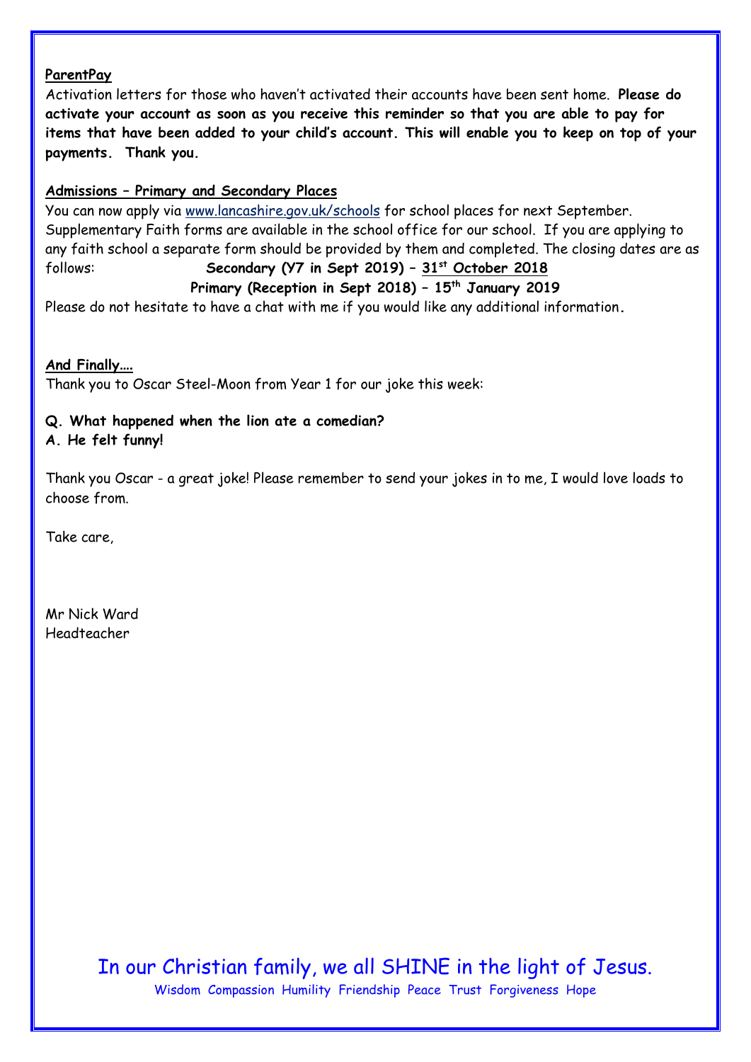**ParentPay**

Activation letters for those who haven't activated their accounts have been sent home. **Please do activate your account as soon as you receive this reminder so that you are able to pay for items that have been added to your child's account. This will enable you to keep on top of your payments. Thank you.**

**Admissions – Primary and Secondary Places**

You can now apply via www.lancashire.gov.uk/schools for school places for next September. Supplementary Faith forms are available in the school office for our school. If you are applying to any faith school a separate form should be provided by them and completed. The closing dates are as follows:

**Secondary (Y7 in Sept 2019) – 31st October 2018**

**Primary (Reception in Sept 2018) – 15th January 2019**

Please do not hesitate to have a chat with me if you would like any additional information.

**And Finally….**

Thank you to Oscar Steel-Moon from Year 1 for our joke this week:

**Q. What happened when the lion ate a comedian?**
**A. He felt funny!**

Thank you Oscar - a great joke! Please remember to send your jokes in to me, I would love loads to choose from.

Take care,

Mr Nick Ward
Headteacher

In our Christian family, we all SHINE in the light of Jesus.

Wisdom Compassion Humility Friendship Peace Trust Forgiveness Hope